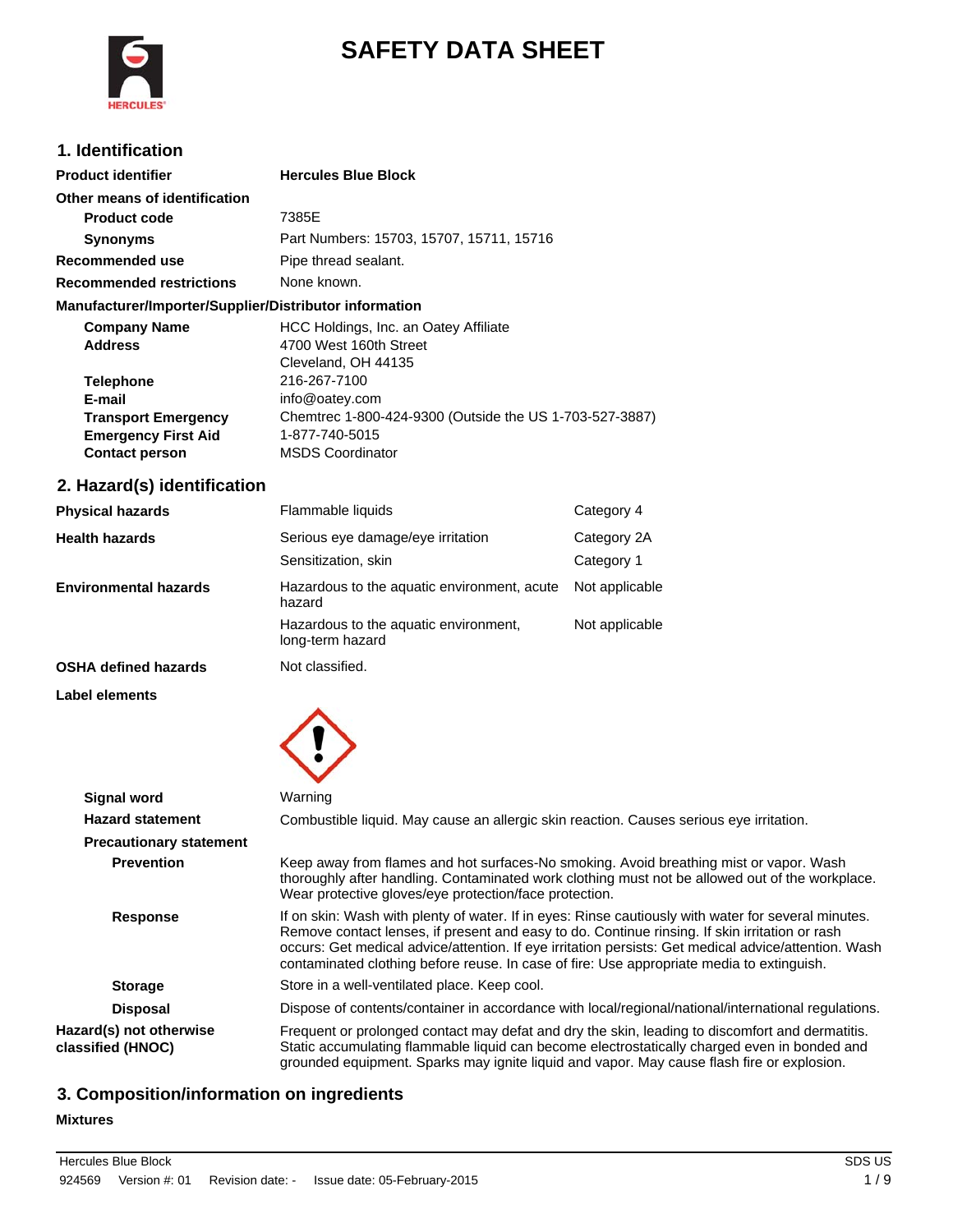# SAFETY DATA SHEET

## 1. Identification

| | |
|---|---|
| **Product identifier** | **Hercules Blue Block** |
| **Other means of identification** | |
| **Product code** | 7385E |
| **Synonyms** | Part Numbers: 15703, 15707, 15711, 15716 |
| **Recommended use** | Pipe thread sealant. |
| **Recommended restrictions** | None known. |

**Manufacturer/Importer/Supplier/Distributor information**

| | |
|---|---|
| **Company Name** | HCC Holdings, Inc. an Oatey Affiliate |
| **Address** | 4700 West 160th Street<br>Cleveland, OH 44135 |
| **Telephone** | 216-267-7100 |
| **E-mail** | info@oatey.com |
| **Transport Emergency** | Chemtrec 1-800-424-9300 (Outside the US 1-703-527-3887) |
| **Emergency First Aid** | 1-877-740-5015 |
| **Contact person** | MSDS Coordinator |

## 2. Hazard(s) identification

| | | |
|---|---|---|
| **Physical hazards** | Flammable liquids | Category 4 |
| **Health hazards** | Serious eye damage/eye irritation | Category 2A |
| | Sensitization, skin | Category 1 |
| **Environmental hazards** | Hazardous to the aquatic environment, acute hazard | Not applicable |
| | Hazardous to the aquatic environment, long-term hazard | Not applicable |
| **OSHA defined hazards** | Not classified. | |

**Label elements**

| | |
|---|---|
| **Signal word** | Warning |
| **Hazard statement** | Combustible liquid. May cause an allergic skin reaction. Causes serious eye irritation. |
| **Precautionary statement** | |
| **Prevention** | Keep away from flames and hot surfaces-No smoking. Avoid breathing mist or vapor. Wash thoroughly after handling. Contaminated work clothing must not be allowed out of the workplace. Wear protective gloves/eye protection/face protection. |
| **Response** | If on skin: Wash with plenty of water. If in eyes: Rinse cautiously with water for several minutes. Remove contact lenses, if present and easy to do. Continue rinsing. If skin irritation or rash occurs: Get medical advice/attention. If eye irritation persists: Get medical advice/attention. Wash contaminated clothing before reuse. In case of fire: Use appropriate media to extinguish. |
| **Storage** | Store in a well-ventilated place. Keep cool. |
| **Disposal** | Dispose of contents/container in accordance with local/regional/national/international regulations. |
| **Hazard(s) not otherwise classified (HNOC)** | Frequent or prolonged contact may defat and dry the skin, leading to discomfort and dermatitis. Static accumulating flammable liquid can become electrostatically charged even in bonded and grounded equipment. Sparks may ignite liquid and vapor. May cause flash fire or explosion. |

## 3. Composition/information on ingredients

**Mixtures**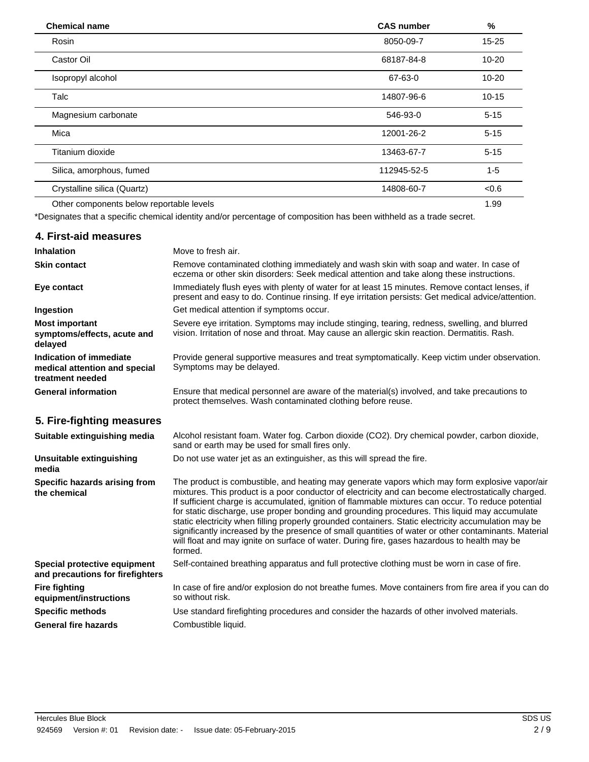| Chemical name | CAS number | % |
|---|---|---|
| Rosin | 8050-09-7 | 15-25 |
| Castor Oil | 68187-84-8 | 10-20 |
| Isopropyl alcohol | 67-63-0 | 10-20 |
| Talc | 14807-96-6 | 10-15 |
| Magnesium carbonate | 546-93-0 | 5-15 |
| Mica | 12001-26-2 | 5-15 |
| Titanium dioxide | 13463-67-7 | 5-15 |
| Silica, amorphous, fumed | 112945-52-5 | 1-5 |
| Crystalline silica (Quartz) | 14808-60-7 | <0.6 |
| Other components below reportable levels | | 1.99 |

*Designates that a specific chemical identity and/or percentage of composition has been withheld as a trade secret.

## 4. First-aid measures

**Inhalation**
Move to fresh air.

**Skin contact**
Remove contaminated clothing immediately and wash skin with soap and water. In case of eczema or other skin disorders: Seek medical attention and take along these instructions.

**Eye contact**
Immediately flush eyes with plenty of water for at least 15 minutes. Remove contact lenses, if present and easy to do. Continue rinsing. If eye irritation persists: Get medical advice/attention.

**Ingestion**
Get medical attention if symptoms occur.

**Most important symptoms/effects, acute and delayed**
Severe eye irritation. Symptoms may include stinging, tearing, redness, swelling, and blurred vision. Irritation of nose and throat. May cause an allergic skin reaction. Dermatitis. Rash.

**Indication of immediate medical attention and special treatment needed**
Provide general supportive measures and treat symptomatically. Keep victim under observation. Symptoms may be delayed.

**General information**
Ensure that medical personnel are aware of the material(s) involved, and take precautions to protect themselves. Wash contaminated clothing before reuse.

## 5. Fire-fighting measures

**Suitable extinguishing media**
Alcohol resistant foam. Water fog. Carbon dioxide ($CO_2$). Dry chemical powder, carbon dioxide, sand or earth may be used for small fires only.

**Unsuitable extinguishing media**
Do not use water jet as an extinguisher, as this will spread the fire.

**Specific hazards arising from the chemical**
The product is combustible, and heating may generate vapors which may form explosive vapor/air mixtures. This product is a poor conductor of electricity and can become electrostatically charged. If sufficient charge is accumulated, ignition of flammable mixtures can occur. To reduce potential for static discharge, use proper bonding and grounding procedures. This liquid may accumulate static electricity when filling properly grounded containers. Static electricity accumulation may be significantly increased by the presence of small quantities of water or other contaminants. Material will float and may ignite on surface of water. During fire, gases hazardous to health may be formed.

**Special protective equipment and precautions for firefighters**
Self-contained breathing apparatus and full protective clothing must be worn in case of fire.

**Fire fighting equipment/instructions**
In case of fire and/or explosion do not breathe fumes. Move containers from fire area if you can do so without risk.

**Specific methods**
Use standard firefighting procedures and consider the hazards of other involved materials.

**General fire hazards**
Combustible liquid.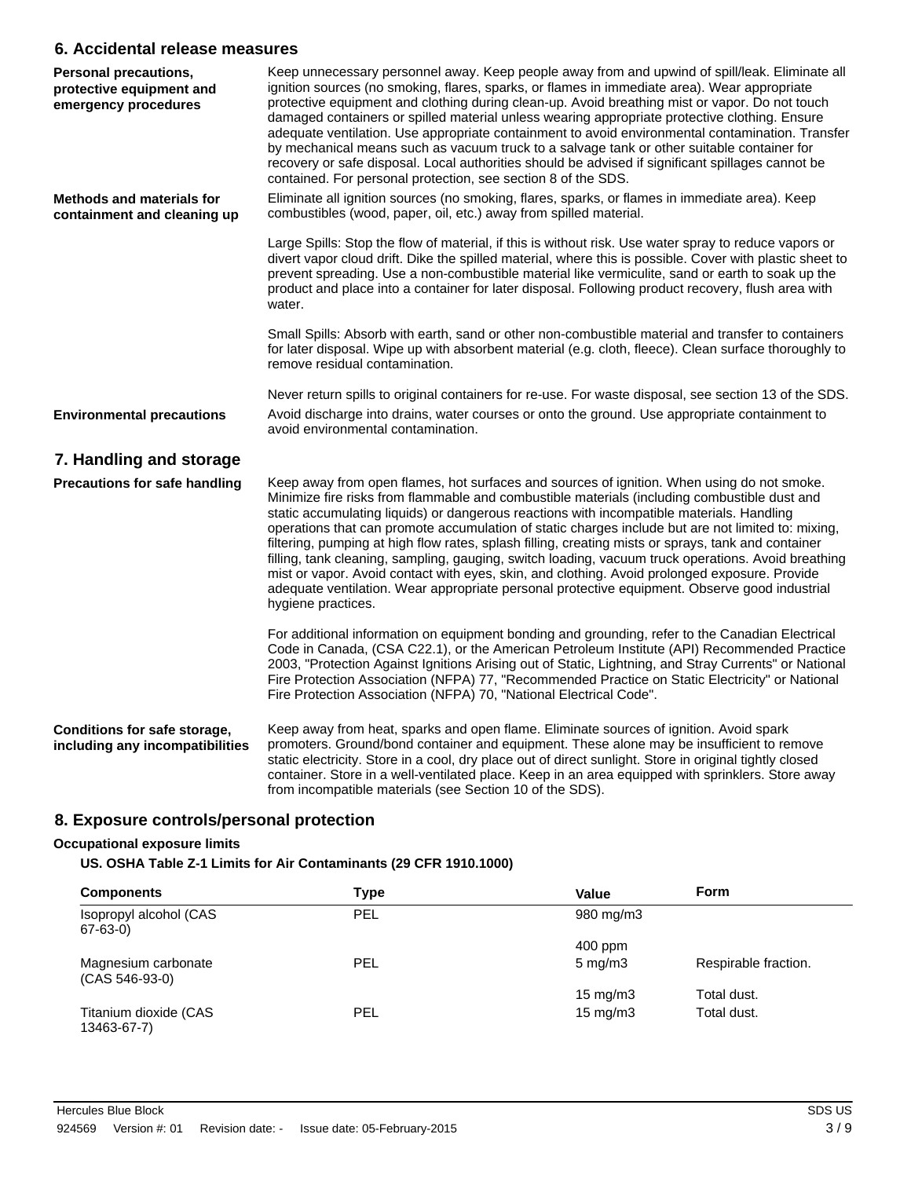## 6. Accidental release measures

**Personal precautions, protective equipment and emergency procedures**

Keep unnecessary personnel away. Keep people away from and upwind of spill/leak. Eliminate all ignition sources (no smoking, flares, sparks, or flames in immediate area). Wear appropriate protective equipment and clothing during clean-up. Avoid breathing mist or vapor. Do not touch damaged containers or spilled material unless wearing appropriate protective clothing. Ensure adequate ventilation. Use appropriate containment to avoid environmental contamination. Transfer by mechanical means such as vacuum truck to a salvage tank or other suitable container for recovery or safe disposal. Local authorities should be advised if significant spillages cannot be contained. For personal protection, see section 8 of the SDS.

**Methods and materials for containment and cleaning up**

Eliminate all ignition sources (no smoking, flares, sparks, or flames in immediate area). Keep combustibles (wood, paper, oil, etc.) away from spilled material.

Large Spills: Stop the flow of material, if this is without risk. Use water spray to reduce vapors or divert vapor cloud drift. Dike the spilled material, where this is possible. Cover with plastic sheet to prevent spreading. Use a non-combustible material like vermiculite, sand or earth to soak up the product and place into a container for later disposal. Following product recovery, flush area with water.

Small Spills: Absorb with earth, sand or other non-combustible material and transfer to containers for later disposal. Wipe up with absorbent material (e.g. cloth, fleece). Clean surface thoroughly to remove residual contamination.

Never return spills to original containers for re-use. For waste disposal, see section 13 of the SDS.

**Environmental precautions**

Avoid discharge into drains, water courses or onto the ground. Use appropriate containment to avoid environmental contamination.

## 7. Handling and storage

**Precautions for safe handling**

Keep away from open flames, hot surfaces and sources of ignition. When using do not smoke. Minimize fire risks from flammable and combustible materials (including combustible dust and static accumulating liquids) or dangerous reactions with incompatible materials. Handling operations that can promote accumulation of static charges include but are not limited to: mixing, filtering, pumping at high flow rates, splash filling, creating mists or sprays, tank and container filling, tank cleaning, sampling, gauging, switch loading, vacuum truck operations. Avoid breathing mist or vapor. Avoid contact with eyes, skin, and clothing. Avoid prolonged exposure. Provide adequate ventilation. Wear appropriate personal protective equipment. Observe good industrial hygiene practices.

For additional information on equipment bonding and grounding, refer to the Canadian Electrical Code in Canada, (CSA C22.1), or the American Petroleum Institute (API) Recommended Practice 2003, "Protection Against Ignitions Arising out of Static, Lightning, and Stray Currents" or National Fire Protection Association (NFPA) 77, "Recommended Practice on Static Electricity" or National Fire Protection Association (NFPA) 70, "National Electrical Code".

**Conditions for safe storage, including any incompatibilities**

Keep away from heat, sparks and open flame. Eliminate sources of ignition. Avoid spark promoters. Ground/bond container and equipment. These alone may be insufficient to remove static electricity. Store in a cool, dry place out of direct sunlight. Store in original tightly closed container. Store in a well-ventilated place. Keep in an area equipped with sprinklers. Store away from incompatible materials (see Section 10 of the SDS).

## 8. Exposure controls/personal protection

**Occupational exposure limits**

**US. OSHA Table Z-1 Limits for Air Contaminants (29 CFR 1910.1000)**

| Components | Type | Value | Form |
|---|---|---|---|
| Isopropyl alcohol (CAS 67-63-0) | PEL | 980 mg/m3 | |
| | | 400 ppm | |
| Magnesium carbonate (CAS 546-93-0) | PEL | 5 mg/m3 | Respirable fraction. |
| | | 15 mg/m3 | Total dust. |
| Titanium dioxide (CAS 13463-67-7) | PEL | 15 mg/m3 | Total dust. |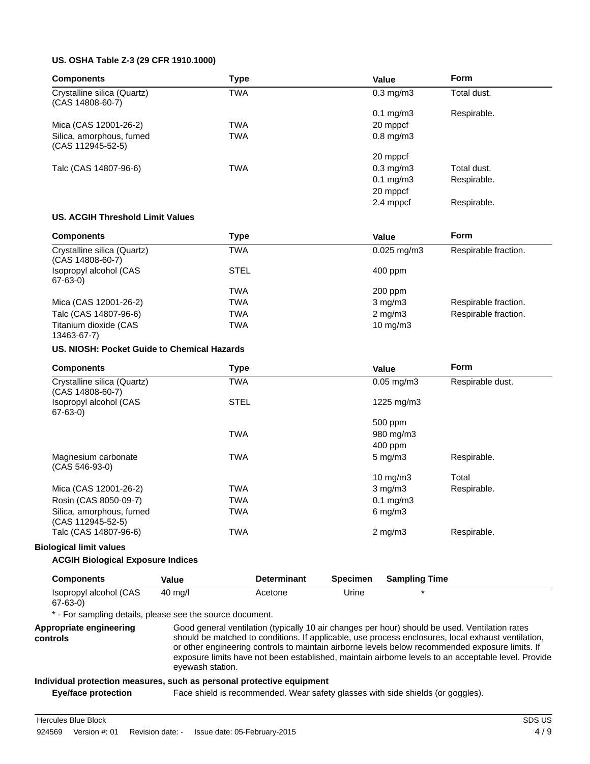**US. OSHA Table Z-3 (29 CFR 1910.1000)**

| Components | Type | Value | Form |
|---|---|---|---|
| Crystalline silica (Quartz) (CAS 14808-60-7) | TWA | 0.3 mg/m3 | Total dust. |
| | | 0.1 mg/m3 | Respirable. |
| Mica (CAS 12001-26-2) | TWA | 20 mppcf | |
| Silica, amorphous, fumed (CAS 112945-52-5) | TWA | 0.8 mg/m3 | |
| | | 20 mppcf | |
| Talc (CAS 14807-96-6) | TWA | 0.3 mg/m3 | Total dust. |
| | | 0.1 mg/m3 | Respirable. |
| | | 20 mppcf | |
| | | 2.4 mppcf | Respirable. |

**US. ACGIH Threshold Limit Values**

| Components | Type | Value | Form |
|---|---|---|---|
| Crystalline silica (Quartz) (CAS 14808-60-7) | TWA | 0.025 mg/m3 | Respirable fraction. |
| Isopropyl alcohol (CAS 67-63-0) | STEL | 400 ppm | |
| | TWA | 200 ppm | |
| Mica (CAS 12001-26-2) | TWA | 3 mg/m3 | Respirable fraction. |
| Talc (CAS 14807-96-6) | TWA | 2 mg/m3 | Respirable fraction. |
| Titanium dioxide (CAS 13463-67-7) | TWA | 10 mg/m3 | |

**US. NIOSH: Pocket Guide to Chemical Hazards**

| Components | Type | Value | Form |
|---|---|---|---|
| Crystalline silica (Quartz) (CAS 14808-60-7) | TWA | 0.05 mg/m3 | Respirable dust. |
| Isopropyl alcohol (CAS 67-63-0) | STEL | 1225 mg/m3 | |
| | | 500 ppm | |
| | TWA | 980 mg/m3 | |
| | | 400 ppm | |
| Magnesium carbonate (CAS 546-93-0) | TWA | 5 mg/m3 | Respirable. |
| | | 10 mg/m3 | Total |
| Mica (CAS 12001-26-2) | TWA | 3 mg/m3 | Respirable. |
| Rosin (CAS 8050-09-7) | TWA | 0.1 mg/m3 | |
| Silica, amorphous, fumed (CAS 112945-52-5) | TWA | 6 mg/m3 | |
| Talc (CAS 14807-96-6) | TWA | 2 mg/m3 | Respirable. |

**Biological limit values**

**ACGIH Biological Exposure Indices**

| Components | Value | Determinant | Specimen | Sampling Time |
|---|---|---|---|---|
| Isopropyl alcohol (CAS 67-63-0) | 40 mg/l | Acetone | Urine | * |

* - For sampling details, please see the source document.

**Appropriate engineering controls**

Good general ventilation (typically 10 air changes per hour) should be used. Ventilation rates should be matched to conditions. If applicable, use process enclosures, local exhaust ventilation, or other engineering controls to maintain airborne levels below recommended exposure limits. If exposure limits have not been established, maintain airborne levels to an acceptable level. Provide eyewash station.

**Individual protection measures, such as personal protective equipment**

**Eye/face protection**

Face shield is recommended. Wear safety glasses with side shields (or goggles).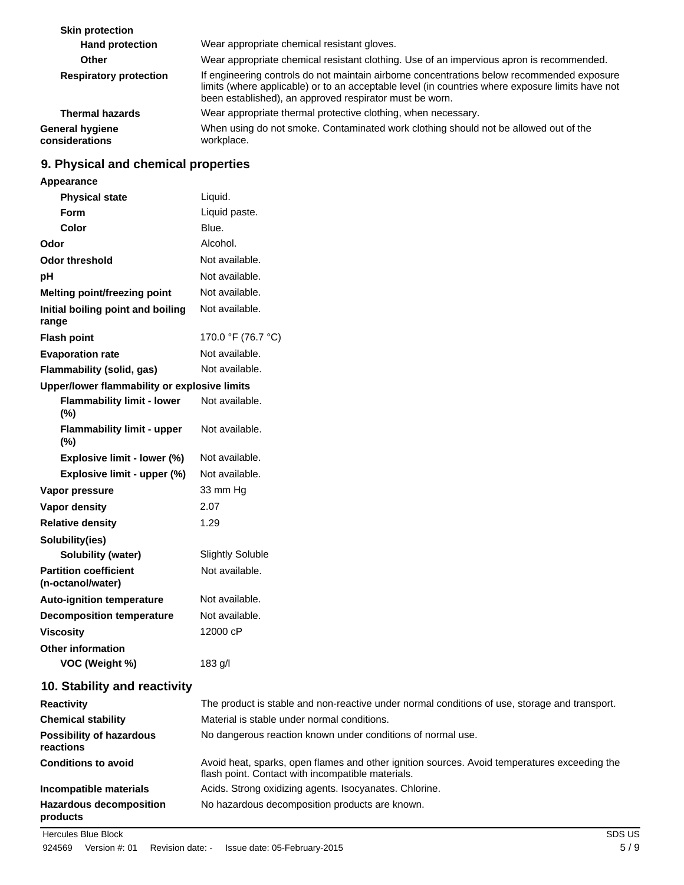**Skin protection**

| | |
|---|---|
| **Hand protection** | Wear appropriate chemical resistant gloves. |
| **Other** | Wear appropriate chemical resistant clothing. Use of an impervious apron is recommended. |
| **Respiratory protection** | If engineering controls do not maintain airborne concentrations below recommended exposure limits (where applicable) or to an acceptable level (in countries where exposure limits have not been established), an approved respirator must be worn. |
| **Thermal hazards** | Wear appropriate thermal protective clothing, when necessary. |
| **General hygiene considerations** | When using do not smoke. Contaminated work clothing should not be allowed out of the workplace. |

## 9. Physical and chemical properties

| | |
|---|---|
| **Appearance** | |
| **Physical state** | Liquid. |
| **Form** | Liquid paste. |
| **Color** | Blue. |
| **Odor** | Alcohol. |
| **Odor threshold** | Not available. |
| **pH** | Not available. |
| **Melting point/freezing point** | Not available. |
| **Initial boiling point and boiling range** | Not available. |
| **Flash point** | 170.0 °F (76.7 °C) |
| **Evaporation rate** | Not available. |
| **Flammability (solid, gas)** | Not available. |
| **Upper/lower flammability or explosive limits** | |
| **Flammability limit - lower (%)** | Not available. |
| **Flammability limit - upper (%)** | Not available. |
| **Explosive limit - lower (%)** | Not available. |
| **Explosive limit - upper (%)** | Not available. |
| **Vapor pressure** | 33 mm Hg |
| **Vapor density** | 2.07 |
| **Relative density** | 1.29 |
| **Solubility(ies)** | |
| **Solubility (water)** | Slightly Soluble |
| **Partition coefficient (n-octanol/water)** | Not available. |
| **Auto-ignition temperature** | Not available. |
| **Decomposition temperature** | Not available. |
| **Viscosity** | 12000 cP |
| **Other information** | |
| **VOC (Weight %)** | 183 g/l |

## 10. Stability and reactivity

| | |
|---|---|
| **Reactivity** | The product is stable and non-reactive under normal conditions of use, storage and transport. |
| **Chemical stability** | Material is stable under normal conditions. |
| **Possibility of hazardous reactions** | No dangerous reaction known under conditions of normal use. |
| **Conditions to avoid** | Avoid heat, sparks, open flames and other ignition sources. Avoid temperatures exceeding the flash point. Contact with incompatible materials. |
| **Incompatible materials** | Acids. Strong oxidizing agents. Isocyanates. Chlorine. |
| **Hazardous decomposition products** | No hazardous decomposition products are known. |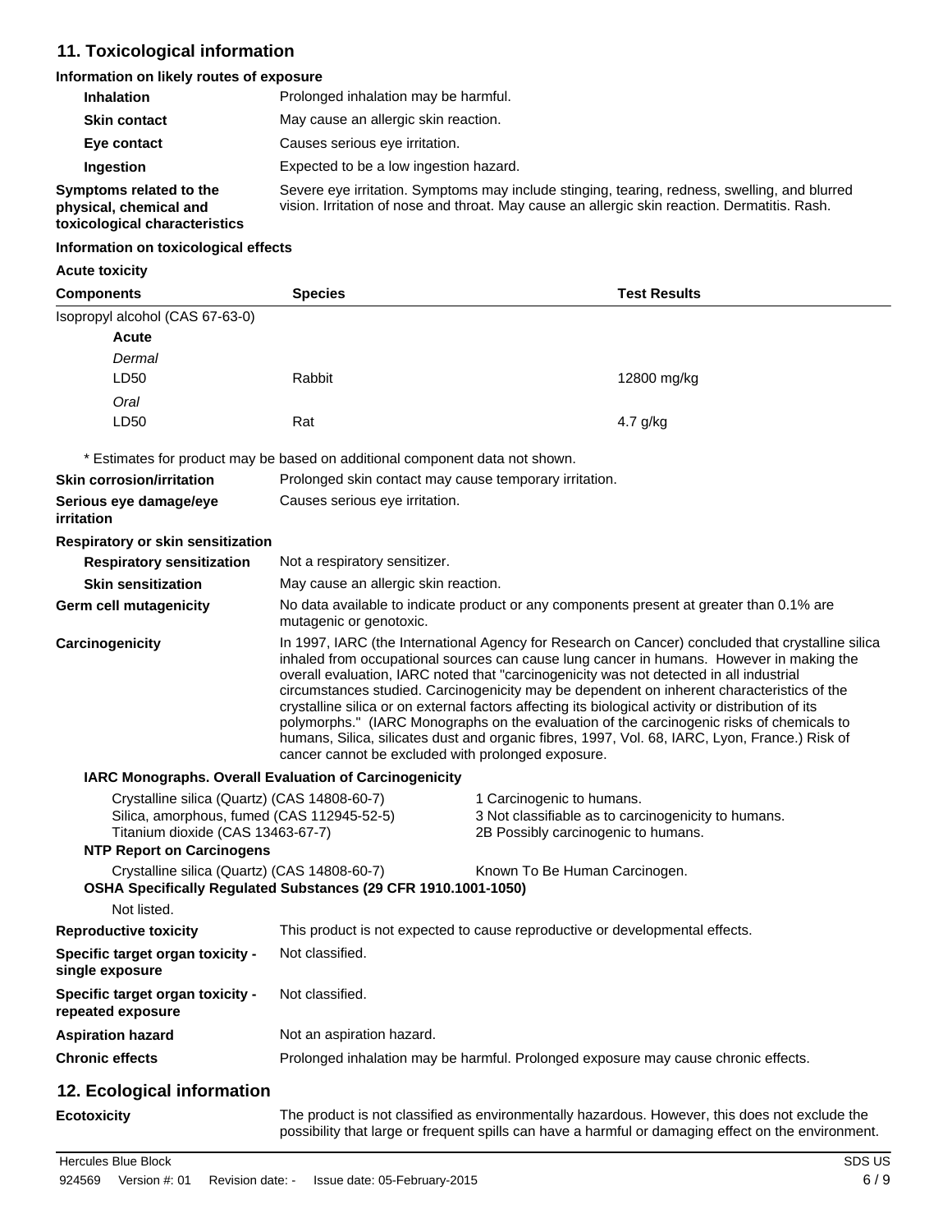## 11. Toxicological information

### Information on likely routes of exposure

| | |
|---|---|
| **Inhalation** | Prolonged inhalation may be harmful. |
| **Skin contact** | May cause an allergic skin reaction. |
| **Eye contact** | Causes serious eye irritation. |
| **Ingestion** | Expected to be a low ingestion hazard. |
| **Symptoms related to the physical, chemical and toxicological characteristics** | Severe eye irritation. Symptoms may include stinging, tearing, redness, swelling, and blurred vision. Irritation of nose and throat. May cause an allergic skin reaction. Dermatitis. Rash. |

### Information on toxicological effects

**Acute toxicity**

| Components | Species | Test Results |
|---|---|---|
| Isopropyl alcohol (CAS 67-63-0) | | |
| **Acute** | | |
| *Dermal* | | |
| LD50 | Rabbit | 12800 mg/kg |
| *Oral* | | |
| LD50 | Rat | 4.7 g/kg |

\* Estimates for product may be based on additional component data not shown.

| | |
|---|---|
| **Skin corrosion/irritation** | Prolonged skin contact may cause temporary irritation. |
| **Serious eye damage/eye irritation** | Causes serious eye irritation. |

**Respiratory or skin sensitization**

| | |
|---|---|
| **Respiratory sensitization** | Not a respiratory sensitizer. |
| **Skin sensitization** | May cause an allergic skin reaction. |
| **Germ cell mutagenicity** | No data available to indicate product or any components present at greater than 0.1% are mutagenic or genotoxic. |
| **Carcinogenicity** | In 1997, IARC (the International Agency for Research on Cancer) concluded that crystalline silica inhaled from occupational sources can cause lung cancer in humans. However in making the overall evaluation, IARC noted that "carcinogenicity was not detected in all industrial circumstances studied. Carcinogenicity may be dependent on inherent characteristics of the crystalline silica or on external factors affecting its biological activity or distribution of its polymorphs." (IARC Monographs on the evaluation of the carcinogenic risks of chemicals to humans, Silica, silicates dust and organic fibres, 1997, Vol. 68, IARC, Lyon, France.) Risk of cancer cannot be excluded with prolonged exposure. |

**IARC Monographs. Overall Evaluation of Carcinogenicity**

| | |
|---|---|
| Crystalline silica (Quartz) (CAS 14808-60-7) | 1 Carcinogenic to humans. |
| Silica, amorphous, fumed (CAS 112945-52-5) | 3 Not classifiable as to carcinogenicity to humans. |
| Titanium dioxide (CAS 13463-67-7) | 2B Possibly carcinogenic to humans. |

**NTP Report on Carcinogens**

| | |
|---|---|
| Crystalline silica (Quartz) (CAS 14808-60-7) | Known To Be Human Carcinogen. |

**OSHA Specifically Regulated Substances (29 CFR 1910.1001-1050)**

Not listed.

| | |
|---|---|
| **Reproductive toxicity** | This product is not expected to cause reproductive or developmental effects. |
| **Specific target organ toxicity - single exposure** | Not classified. |
| **Specific target organ toxicity - repeated exposure** | Not classified. |
| **Aspiration hazard** | Not an aspiration hazard. |
| **Chronic effects** | Prolonged inhalation may be harmful. Prolonged exposure may cause chronic effects. |

## 12. Ecological information

| | |
|---|---|
| **Ecotoxicity** | The product is not classified as environmentally hazardous. However, this does not exclude the possibility that large or frequent spills can have a harmful or damaging effect on the environment. |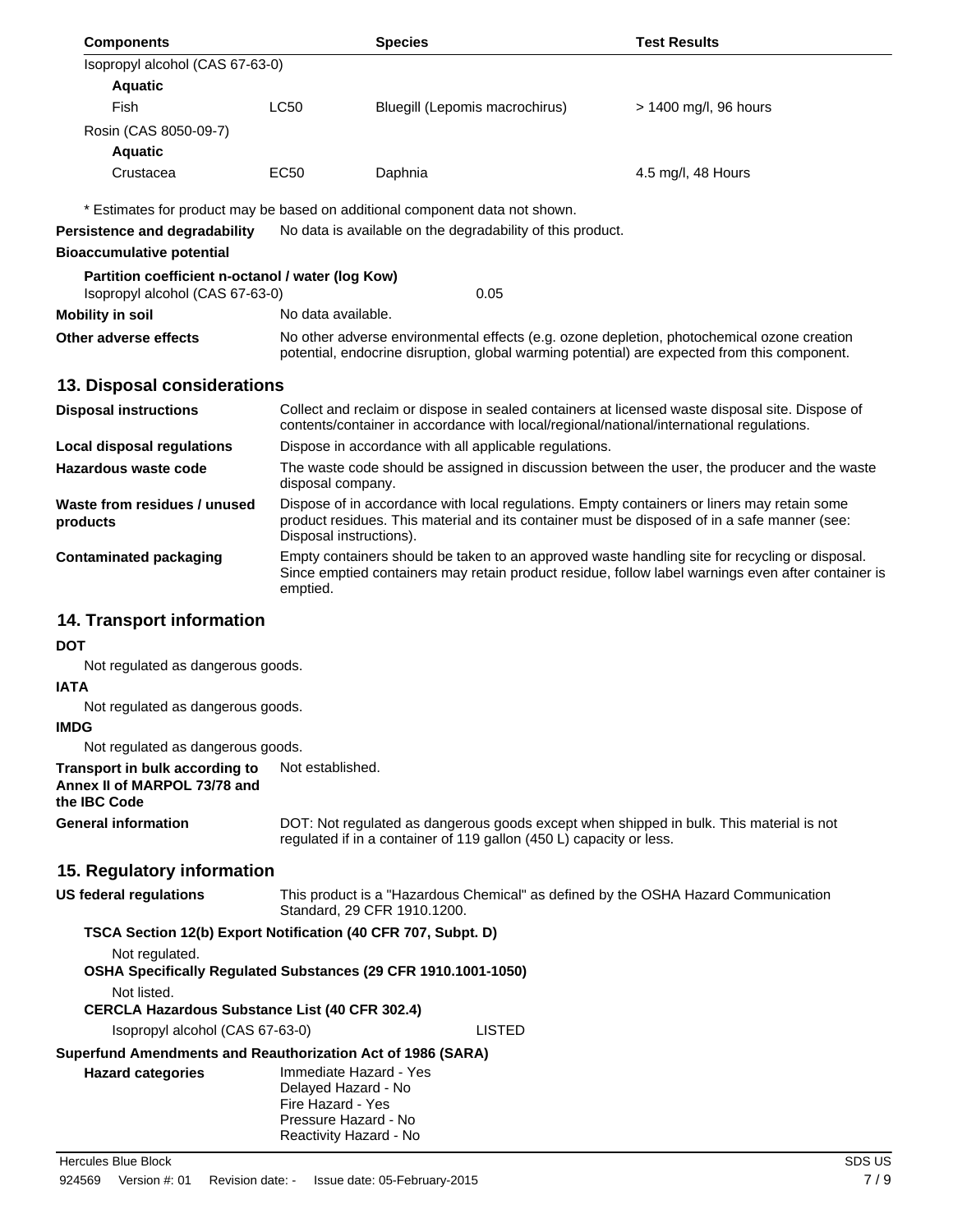| Components | | Species | Test Results |
|---|---|---|---|
| Isopropyl alcohol (CAS 67-63-0) | | | |
| **Aquatic** | | | |
| Fish | LC50 | Bluegill (Lepomis macrochirus) | > 1400 mg/l, 96 hours |
| Rosin (CAS 8050-09-7) | | | |
| **Aquatic** | | | |
| Crustacea | EC50 | Daphnia | 4.5 mg/l, 48 Hours |

\* Estimates for product may be based on additional component data not shown.

**Persistence and degradability** No data is available on the degradability of this product.

**Bioaccumulative potential**

**Partition coefficient n-octanol / water (log Kow)**

Isopropyl alcohol (CAS 67-63-0) 0.05

**Mobility in soil** No data available.

**Other adverse effects** No other adverse environmental effects (e.g. ozone depletion, photochemical ozone creation potential, endocrine disruption, global warming potential) are expected from this component.

## 13. Disposal considerations

**Disposal instructions** Collect and reclaim or dispose in sealed containers at licensed waste disposal site. Dispose of contents/container in accordance with local/regional/national/international regulations.

**Local disposal regulations** Dispose in accordance with all applicable regulations.

**Hazardous waste code** The waste code should be assigned in discussion between the user, the producer and the waste disposal company.

**Waste from residues / unused products** Dispose of in accordance with local regulations. Empty containers or liners may retain some product residues. This material and its container must be disposed of in a safe manner (see: Disposal instructions).

**Contaminated packaging** Empty containers should be taken to an approved waste handling site for recycling or disposal. Since emptied containers may retain product residue, follow label warnings even after container is emptied.

## 14. Transport information

**DOT**

Not regulated as dangerous goods.

**IATA**

Not regulated as dangerous goods.

**IMDG**

Not regulated as dangerous goods.

**Transport in bulk according to Annex II of MARPOL 73/78 and the IBC Code** Not established.

**General information** DOT: Not regulated as dangerous goods except when shipped in bulk. This material is not regulated if in a container of 119 gallon (450 L) capacity or less.

## 15. Regulatory information

**US federal regulations** This product is a "Hazardous Chemical" as defined by the OSHA Hazard Communication Standard, 29 CFR 1910.1200.

**TSCA Section 12(b) Export Notification (40 CFR 707, Subpt. D)**

Not regulated.

**OSHA Specifically Regulated Substances (29 CFR 1910.1001-1050)**

Not listed.

**CERCLA Hazardous Substance List (40 CFR 302.4)**

Isopropyl alcohol (CAS 67-63-0) LISTED

**Superfund Amendments and Reauthorization Act of 1986 (SARA)**

**Hazard categories**

Immediate Hazard - Yes
Delayed Hazard - No
Fire Hazard - Yes
Pressure Hazard - No
Reactivity Hazard - No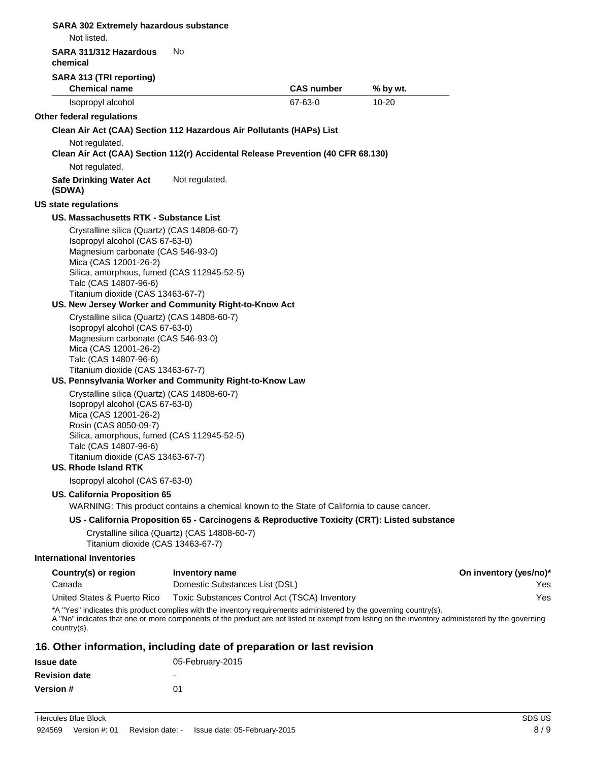**SARA 302 Extremely hazardous substance**

Not listed.

**SARA 311/312 Hazardous chemical** No

**SARA 313 (TRI reporting)**

| Chemical name | CAS number | % by wt. |
|---|---|---|
| Isopropyl alcohol | 67-63-0 | 10-20 |

**Other federal regulations**

**Clean Air Act (CAA) Section 112 Hazardous Air Pollutants (HAPs) List**

Not regulated.

**Clean Air Act (CAA) Section 112(r) Accidental Release Prevention (40 CFR 68.130)**

Not regulated.

**Safe Drinking Water Act (SDWA)** Not regulated.

**US state regulations**

**US. Massachusetts RTK - Substance List**

Crystalline silica (Quartz) (CAS 14808-60-7)
Isopropyl alcohol (CAS 67-63-0)
Magnesium carbonate (CAS 546-93-0)
Mica (CAS 12001-26-2)
Silica, amorphous, fumed (CAS 112945-52-5)
Talc (CAS 14807-96-6)
Titanium dioxide (CAS 13463-67-7)

**US. New Jersey Worker and Community Right-to-Know Act**

Crystalline silica (Quartz) (CAS 14808-60-7)
Isopropyl alcohol (CAS 67-63-0)
Magnesium carbonate (CAS 546-93-0)
Mica (CAS 12001-26-2)
Talc (CAS 14807-96-6)
Titanium dioxide (CAS 13463-67-7)

**US. Pennsylvania Worker and Community Right-to-Know Law**

Crystalline silica (Quartz) (CAS 14808-60-7)
Isopropyl alcohol (CAS 67-63-0)
Mica (CAS 12001-26-2)
Rosin (CAS 8050-09-7)
Silica, amorphous, fumed (CAS 112945-52-5)
Talc (CAS 14807-96-6)
Titanium dioxide (CAS 13463-67-7)

**US. Rhode Island RTK**

Isopropyl alcohol (CAS 67-63-0)

**US. California Proposition 65**

WARNING: This product contains a chemical known to the State of California to cause cancer.

**US - California Proposition 65 - Carcinogens & Reproductive Toxicity (CRT): Listed substance**

Crystalline silica (Quartz) (CAS 14808-60-7)
Titanium dioxide (CAS 13463-67-7)

**International Inventories**

| Country(s) or region | Inventory name | On inventory (yes/no)* |
|---|---|---|
| Canada | Domestic Substances List (DSL) | Yes |
| United States & Puerto Rico | Toxic Substances Control Act (TSCA) Inventory | Yes |

*A "Yes" indicates this product complies with the inventory requirements administered by the governing country(s).
A "No" indicates that one or more components of the product are not listed or exempt from listing on the inventory administered by the governing country(s).

## 16. Other information, including date of preparation or last revision

**Issue date** 05-February-2015

**Revision date** -

**Version #** 01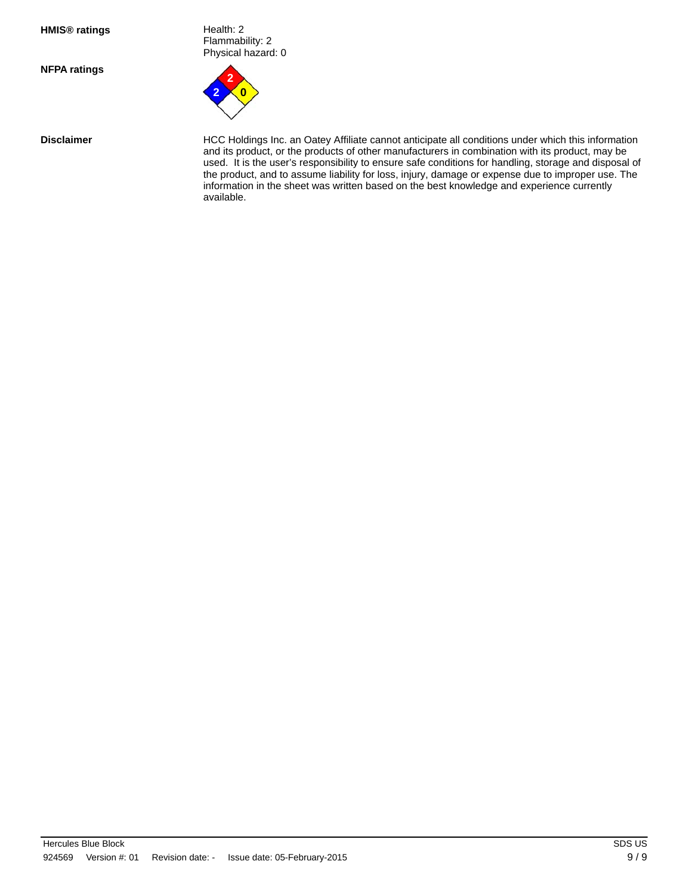**HMIS® ratings**

Health: 2
Flammability: 2
Physical hazard: 0

**NFPA ratings**

2
2
0

**Disclaimer**

HCC Holdings Inc. an Oatey Affiliate cannot anticipate all conditions under which this information and its product, or the products of other manufacturers in combination with its product, may be used. It is the user's responsibility to ensure safe conditions for handling, storage and disposal of the product, and to assume liability for loss, injury, damage or expense due to improper use. The information in the sheet was written based on the best knowledge and experience currently available.